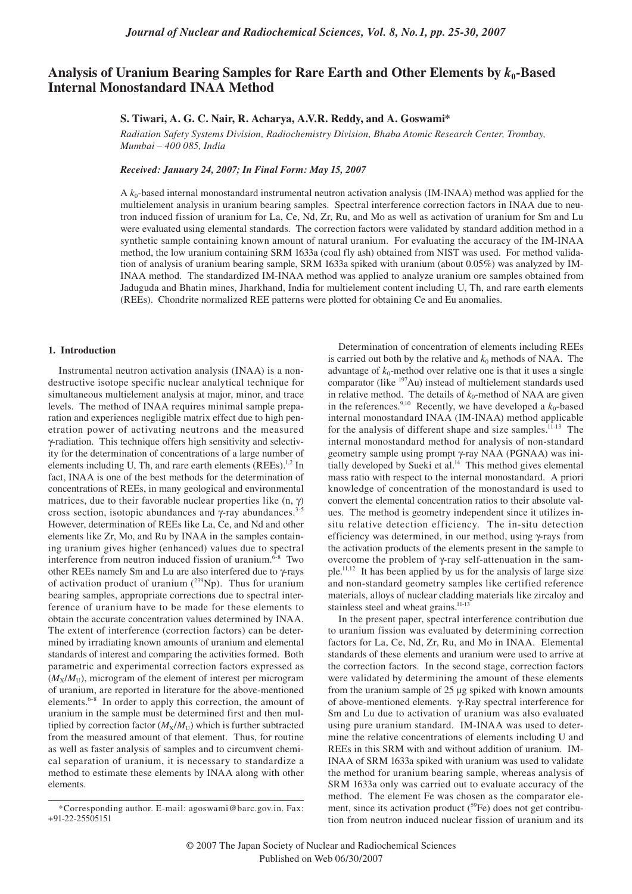# Analysis of Uranium Bearing Samples for Rare Earth and Other Elements by $k_0$-Based Internal Monostandard INAA Method

**S. Tiwari, A. G. C. Nair, R. Acharya, A.V.R. Reddy, and A. Goswami***

*Radiation Safety Systems Division, Radiochemistry Division, Bhaba Atomic Research Center, Trombay, Mumbai – 400 085, India*

***Received: January 24, 2007; In Final Form: May 15, 2007***

A $k_0$-based internal monostandard instrumental neutron activation analysis (IM-INAA) method was applied for the multielement analysis in uranium bearing samples. Spectral interference correction factors in INAA due to neutron induced fission of uranium for La, Ce, Nd, Zr, Ru, and Mo as well as activation of uranium for Sm and Lu were evaluated using elemental standards. The correction factors were validated by standard addition method in a synthetic sample containing known amount of natural uranium. For evaluating the accuracy of the IM-INAA method, the low uranium containing SRM 1633a (coal fly ash) obtained from NIST was used. For method validation of analysis of uranium bearing sample, SRM 1633a spiked with uranium (about 0.05%) was analyzed by IM-INAA method. The standardized IM-INAA method was applied to analyze uranium ore samples obtained from Jaduguda and Bhatin mines, Jharkhand, India for multielement content including U, Th, and rare earth elements (REEs). Chondrite normalized REE patterns were plotted for obtaining Ce and Eu anomalies.

## 1. Introduction

Instrumental neutron activation analysis (INAA) is a nondestructive isotope specific nuclear analytical technique for simultaneous multielement analysis at major, minor, and trace levels. The method of INAA requires minimal sample preparation and experiences negligible matrix effect due to high penetration power of activating neutrons and the measured γ-radiation. This technique offers high sensitivity and selectivity for the determination of concentrations of a large number of elements including U, Th, and rare earth elements (REEs).[1,2] In fact, INAA is one of the best methods for the determination of concentrations of REEs, in many geological and environmental matrices, due to their favorable nuclear properties like (n, γ) cross section, isotopic abundances and γ-ray abundances.[3-5] However, determination of REEs like La, Ce, and Nd and other elements like Zr, Mo, and Ru by INAA in the samples containing uranium gives higher (enhanced) values due to spectral interference from neutron induced fission of uranium.[6-8] Two other REEs namely Sm and Lu are also interfered due to γ-rays of activation product of uranium ($^{239}$Np). Thus for uranium bearing samples, appropriate corrections due to spectral interference of uranium have to be made for these elements to obtain the accurate concentration values determined by INAA. The extent of interference (correction factors) can be determined by irradiating known amounts of uranium and elemental standards of interest and comparing the activities formed. Both parametric and experimental correction factors expressed as ($M_X/M_U$), microgram of the element of interest per microgram of uranium, are reported in literature for the above-mentioned elements.[6-8] In order to apply this correction, the amount of uranium in the sample must be determined first and then multiplied by correction factor ($M_X/M_U$) which is further subtracted from the measured amount of that element. Thus, for routine as well as faster analysis of samples and to circumvent chemical separation of uranium, it is necessary to standardize a method to estimate these elements by INAA along with other elements.

Determination of concentration of elements including REEs is carried out both by the relative and $k_0$ methods of NAA. The advantage of $k_0$-method over relative one is that it uses a single comparator (like $^{197}$Au) instead of multielement standards used in relative method. The details of $k_0$-method of NAA are given in the references.[9,10] Recently, we have developed a $k_0$-based internal monostandard INAA (IM-INAA) method applicable for the analysis of different shape and size samples.[11-13] The internal monostandard method for analysis of non-standard geometry sample using prompt γ-ray NAA (PGNAA) was initially developed by Sueki et al.[14] This method gives elemental mass ratio with respect to the internal monostandard. A priori knowledge of concentration of the monostandard is used to convert the elemental concentration ratios to their absolute values. The method is geometry independent since it utilizes in-situ relative detection efficiency. The in-situ detection efficiency was determined, in our method, using γ-rays from the activation products of the elements present in the sample to overcome the problem of γ-ray self-attenuation in the sample.[11,12] It has been applied by us for the analysis of large size and non-standard geometry samples like certified reference materials, alloys of nuclear cladding materials like zircaloy and stainless steel and wheat grains.[11-13]

In the present paper, spectral interference contribution due to uranium fission was evaluated by determining correction factors for La, Ce, Nd, Zr, Ru, and Mo in INAA. Elemental standards of these elements and uranium were used to arrive at the correction factors. In the second stage, correction factors were validated by determining the amount of these elements from the uranium sample of 25 μg spiked with known amounts of above-mentioned elements. γ-Ray spectral interference for Sm and Lu due to activation of uranium was also evaluated using pure uranium standard. IM-INAA was used to determine the relative concentrations of elements including U and REEs in this SRM with and without addition of uranium. IM-INAA of SRM 1633a spiked with uranium was used to validate the method for uranium bearing sample, whereas analysis of SRM 1633a only was carried out to evaluate accuracy of the method. The element Fe was chosen as the comparator element, since its activation product ($^{59}$Fe) does not get contribution from neutron induced nuclear fission of uranium and its

*Corresponding author. E-mail: agoswami@barc.gov.in. Fax: +91-22-25505151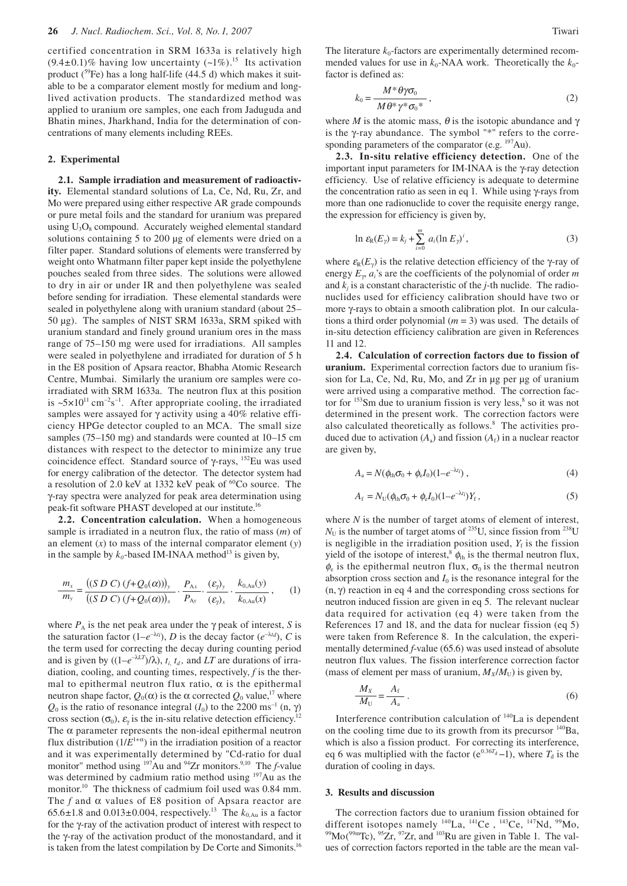certified concentration in SRM 1633a is relatively high (9.4±0.1)% having low uncertainty (~1%).[15] Its activation product ($^{59}$Fe) has a long half-life (44.5 d) which makes it suitable to be a comparator element mostly for medium and long-lived activation products. The standardized method was applied to uranium ore samples, one each from Jaduguda and Bhatin mines, Jharkhand, India for the determination of concentrations of many elements including REEs.

## 2. Experimental

**2.1. Sample irradiation and measurement of radioactivity.** Elemental standard solutions of La, Ce, Nd, Ru, Zr, and Mo were prepared using either respective AR grade compounds or pure metal foils and the standard for uranium was prepared using $U_3O_8$ compound. Accurately weighed elemental standard solutions containing 5 to 200 μg of elements were dried on a filter paper. Standard solutions of elements were transferred by weight onto Whatmann filter paper kept inside the polyethylene pouches sealed from three sides. The solutions were allowed to dry in air or under IR and then polyethylene was sealed before sending for irradiation. These elemental standards were sealed in polyethylene along with uranium standard (about 25–50 μg). The samples of NIST SRM 1633a, SRM spiked with uranium standard and finely ground uranium ores in the mass range of 75–150 mg were used for irradiations. All samples were sealed in polyethylene and irradiated for duration of 5 h in the E8 position of Apsara reactor, Bhabha Atomic Research Centre, Mumbai. Similarly the uranium ore samples were co-irradiated with SRM 1633a. The neutron flux at this position is ~$5\times10^{11}$ cm$^{-2}$s$^{-1}$. After appropriate cooling, the irradiated samples were assayed for γ activity using a 40% relative efficiency HPGe detector coupled to an MCA. The small size samples (75–150 mg) and standards were counted at 10–15 cm distances with respect to the detector to minimize any true coincidence effect. Standard source of γ-rays, $^{152}$Eu was used for energy calibration of the detector. The detector system had a resolution of 2.0 keV at 1332 keV peak of $^{60}$Co source. The γ-ray spectra were analyzed for peak area determination using peak-fit software PHAST developed at our institute.[16]

**2.2. Concentration calculation.** When a homogeneous sample is irradiated in a neutron flux, the ratio of mass ($m$) of an element ($x$) to mass of the internal comparator element ($y$) in the sample by $k_0$-based IM-INAA method[13] is given by,

$$\frac{m_x}{m_y} = \frac{\left((S\,D\,C)\,(f+Q_0(\alpha))\right)_y}{\left((S\,D\,C)\,(f+Q_0(\alpha))\right)_x} \cdot \frac{P_{Ax}}{P_{Ay}} \cdot \frac{(\varepsilon_\gamma)_y}{(\varepsilon_\gamma)_x} \cdot \frac{k_{0,\mathrm{Au}}(y)}{k_{0,\mathrm{Au}}(x)}\,, \quad (1)$$

where $P_A$ is the net peak area under the γ peak of interest, $S$ is the saturation factor $(1-e^{-\lambda t_i})$, $D$ is the decay factor $(e^{-\lambda t_d})$, $C$ is the term used for correcting the decay during counting period and is given by $((1-e^{-\lambda LT})/\lambda)$, $t_i$, $t_d$, and $LT$ are durations of irradiation, cooling, and counting times, respectively, $f$ is the thermal to epithermal neutron flux ratio, $\alpha$ is the epithermal neutron shape factor, $Q_0(\alpha)$ is the α corrected $Q_0$ value,[17] where $Q_0$ is the ratio of resonance integral ($I_0$) to the 2200 ms$^{-1}$ (n, γ) cross section ($\sigma_0$), $\varepsilon_\gamma$ is the in-situ relative detection efficiency.[12] The α parameter represents the non-ideal epithermal neutron flux distribution ($1/E^{1+\alpha}$) in the irradiation position of a reactor and it was experimentally determined by "Cd-ratio for dual monitor" method using $^{197}$Au and $^{94}$Zr monitors.[9,10] The $f$-value was determined by cadmium ratio method using $^{197}$Au as the monitor.[10] The thickness of cadmium foil used was 0.84 mm. The $f$ and α values of E8 position of Apsara reactor are 65.6±1.8 and 0.013±0.004, respectively.[13] The $k_{0,\mathrm{Au}}$ is a factor for the γ-ray of the activation product of interest with respect to the γ-ray of the activation product of the monostandard, and it is taken from the latest compilation by De Corte and Simonits.[16]

The literature $k_0$-factors are experimentally determined recommended values for use in $k_0$-NAA work. Theoretically the $k_0$-factor is defined as:

$$k_0 = \frac{M^*\theta\gamma\sigma_0}{M\theta^*\gamma^*\sigma_0^*}\,, \quad (2)$$

where $M$ is the atomic mass, $\theta$ is the isotopic abundance and $\gamma$ is the γ-ray abundance. The symbol "*" refers to the corresponding parameters of the comparator (e.g. $^{197}$Au).

**2.3. In-situ relative efficiency detection.** One of the important input parameters for IM-INAA is the γ-ray detection efficiency. Use of relative efficiency is adequate to determine the concentration ratio as seen in eq 1. While using γ-rays from more than one radionuclide to cover the requisite energy range, the expression for efficiency is given by,

$$\ln \varepsilon_R(E_\gamma) = k_j + \sum_{i=0}^{m} a_i (\ln E_\gamma)^i\,, \quad (3)$$

where $\varepsilon_R(E_\gamma)$ is the relative detection efficiency of the γ-ray of energy $E_\gamma$, $a_i$'s are the coefficients of the polynomial of order $m$ and $k_j$ is a constant characteristic of the $j$-th nuclide. The radionuclides used for efficiency calibration should have two or more γ-rays to obtain a smooth calibration plot. In our calculations a third order polynomial ($m = 3$) was used. The details of in-situ detection efficiency calibration are given in References 11 and 12.

**2.4. Calculation of correction factors due to fission of uranium.** Experimental correction factors due to uranium fission for La, Ce, Nd, Ru, Mo, and Zr in μg per μg of uranium were arrived using a comparative method. The correction factor for $^{153}$Sm due to uranium fission is very less,[8] so it was not determined in the present work. The correction factors were also calculated theoretically as follows.[8] The activities produced due to activation ($A_a$) and fission ($A_f$) in a nuclear reactor are given by,

$$A_a = N(\phi_{th}\sigma_0 + \phi_e I_0)(1-e^{-\lambda t_i})\,, \quad (4)$$

$$A_f = N_U(\phi_{th}\sigma_0 + \phi_e I_0)(1-e^{-\lambda t_i})Y_f\,, \quad (5)$$

where $N$ is the number of target atoms of element of interest, $N_U$ is the number of target atoms of $^{235}$U, since fission from $^{238}$U is negligible in the irradiation position used, $Y_f$ is the fission yield of the isotope of interest,[8] $\phi_{th}$ is the thermal neutron flux, $\phi_e$ is the epithermal neutron flux, $\sigma_0$ is the thermal neutron absorption cross section and $I_0$ is the resonance integral for the (n, γ) reaction in eq 4 and the corresponding cross sections for neutron induced fission are given in eq 5. The relevant nuclear data required for activation (eq 4) were taken from the References 17 and 18, and the data for nuclear fission (eq 5) were taken from Reference 8. In the calculation, the experimentally determined $f$-value (65.6) was used instead of absolute neutron flux values. The fission interference correction factor (mass of element per mass of uranium, $M_X/M_U$) is given by,

$$\frac{M_X}{M_U} = \frac{A_f}{A_a}\,. \quad (6)$$

Interference contribution calculation of $^{140}$La is dependent on the cooling time due to its growth from its precursor $^{140}$Ba, which is also a fission product. For correcting its interference, eq 6 was multiplied with the factor $(e^{0.36T_d}-1)$, where $T_d$ is the duration of cooling in days.

## 3. Results and discussion

The correction factors due to uranium fission obtained for different isotopes namely $^{140}$La, $^{141}$Ce , $^{143}$Ce, $^{147}$Nd, $^{99}$Mo, $^{99}$Mo($^{99m}$Tc), $^{95}$Zr, $^{97}$Zr, and $^{103}$Ru are given in Table 1. The values of correction factors reported in the table are the mean val-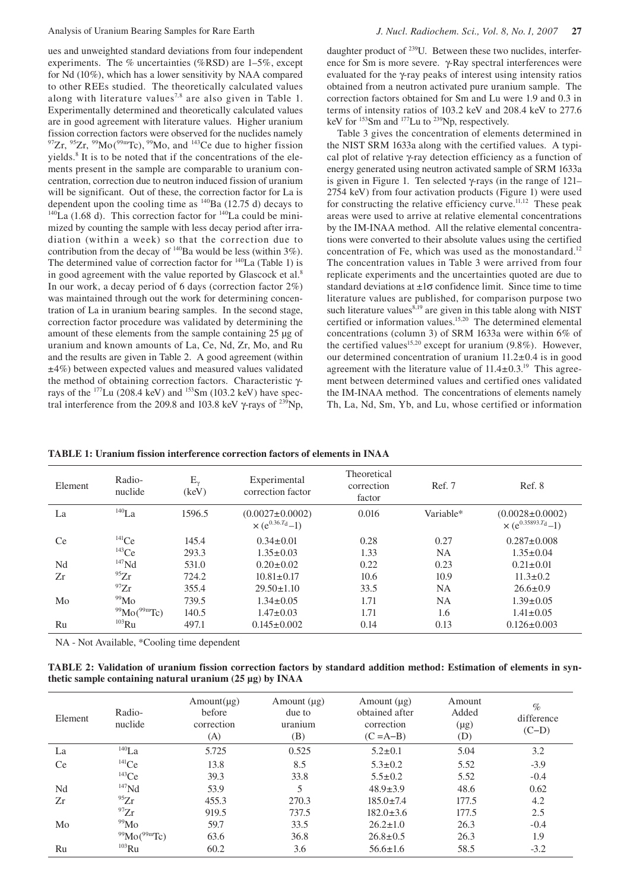ues and unweighted standard deviations from four independent experiments. The % uncertainties (%RSD) are 1–5%, except for Nd (10%), which has a lower sensitivity by NAA compared to other REEs studied. The theoretically calculated values along with literature values[7,8] are also given in Table 1. Experimentally determined and theoretically calculated values are in good agreement with literature values. Higher uranium fission correction factors were observed for the nuclides namely $^{97}$Zr, $^{95}$Zr, $^{99}$Mo($^{99m}$Tc), $^{99}$Mo, and $^{143}$Ce due to higher fission yields.[8] It is to be noted that if the concentrations of the elements present in the sample are comparable to uranium concentration, correction due to neutron induced fission of uranium will be significant. Out of these, the correction factor for La is dependent upon the cooling time as $^{140}$Ba (12.75 d) decays to $^{140}$La (1.68 d). This correction factor for $^{140}$La could be minimized by counting the sample with less decay period after irradiation (within a week) so that the correction due to contribution from the decay of $^{140}$Ba would be less (within 3%). The determined value of correction factor for $^{140}$La (Table 1) is in good agreement with the value reported by Glascock et al.[8] In our work, a decay period of 6 days (correction factor 2%) was maintained through out the work for determining concentration of La in uranium bearing samples. In the second stage, correction factor procedure was validated by determining the amount of these elements from the sample containing 25 μg of uranium and known amounts of La, Ce, Nd, Zr, Mo, and Ru and the results are given in Table 2. A good agreement (within ±4%) between expected values and measured values validated the method of obtaining correction factors. Characteristic γ-rays of the $^{177}$Lu (208.4 keV) and $^{153}$Sm (103.2 keV) have spectral interference from the 209.8 and 103.8 keV γ-rays of $^{239}$Np, daughter product of $^{239}$U. Between these two nuclides, interference for Sm is more severe. γ-Ray spectral interferences were evaluated for the γ-ray peaks of interest using intensity ratios obtained from a neutron activated pure uranium sample. The correction factors obtained for Sm and Lu were 1.9 and 0.3 in terms of intensity ratios of 103.2 keV and 208.4 keV to 277.6 keV for $^{153}$Sm and $^{177}$Lu to $^{239}$Np, respectively.

Table 3 gives the concentration of elements determined in the NIST SRM 1633a along with the certified values. A typical plot of relative γ-ray detection efficiency as a function of energy generated using neutron activated sample of SRM 1633a is given in Figure 1. Ten selected γ-rays (in the range of 121–2754 keV) from four activation products (Figure 1) were used for constructing the relative efficiency curve.[11,12] These peak areas were used to arrive at relative elemental concentrations by the IM-INAA method. All the relative elemental concentrations were converted to their absolute values using the certified concentration of Fe, which was used as the monostandard.[12] The concentration values in Table 3 were arrived from four replicate experiments and the uncertainties quoted are due to standard deviations at ±1σ confidence limit. Since time to time literature values are published, for comparison purpose two such literature values[8,19] are given in this table along with NIST certified or information values.[15,20] The determined elemental concentrations (column 3) of SRM 1633a were within 6% of the certified values[15,20] except for uranium (9.8%). However, our determined concentration of uranium 11.2±0.4 is in good agreement with the literature value of 11.4±0.3.[19] This agreement between determined values and certified ones validated the IM-INAA method. The concentrations of elements namely Th, La, Nd, Sm, Yb, and Lu, whose certified or information

**TABLE 1: Uranium fission interference correction factors of elements in INAA**

| Element | Radio-nuclide | $E_\gamma$ (keV) | Experimental correction factor | Theoretical correction factor | Ref. 7 | Ref. 8 |
|---|---|---|---|---|---|---|
| La | $^{140}$La | 1596.5 | $(0.0027\pm0.0002)\times(e^{0.36T_d}-1)$ | 0.016 | Variable* | $(0.0028\pm0.0002)\times(e^{0.35893T_d}-1)$ |
| Ce | $^{141}$Ce | 145.4 | 0.34±0.01 | 0.28 | 0.27 | 0.287±0.008 |
| | $^{143}$Ce | 293.3 | 1.35±0.03 | 1.33 | NA | 1.35±0.04 |
| Nd | $^{147}$Nd | 531.0 | 0.20±0.02 | 0.22 | 0.23 | 0.21±0.01 |
| Zr | $^{95}$Zr | 724.2 | 10.81±0.17 | 10.6 | 10.9 | 11.3±0.2 |
| | $^{97}$Zr | 355.4 | 29.50±1.10 | 33.5 | NA | 26.6±0.9 |
| Mo | $^{99}$Mo | 739.5 | 1.34±0.05 | 1.71 | NA | 1.39±0.05 |
| | $^{99}$Mo($^{99m}$Tc) | 140.5 | 1.47±0.03 | 1.71 | 1.6 | 1.41±0.05 |
| Ru | $^{103}$Ru | 497.1 | 0.145±0.002 | 0.14 | 0.13 | 0.126±0.003 |

NA - Not Available, *Cooling time dependent

**TABLE 2: Validation of uranium fission correction factors by standard addition method: Estimation of elements in synthetic sample containing natural uranium (25 μg) by INAA**

| Element | Radio-nuclide | Amount(μg) before correction (A) | Amount (μg) due to uranium (B) | Amount (μg) obtained after correction (C =A−B) | Amount Added (μg) (D) | % difference (C−D) |
|---|---|---|---|---|---|---|
| La | $^{140}$La | 5.725 | 0.525 | 5.2±0.1 | 5.04 | 3.2 |
| Ce | $^{141}$Ce | 13.8 | 8.5 | 5.3±0.2 | 5.52 | -3.9 |
| | $^{143}$Ce | 39.3 | 33.8 | 5.5±0.2 | 5.52 | -0.4 |
| Nd | $^{147}$Nd | 53.9 | 5 | 48.9±3.9 | 48.6 | 0.62 |
| Zr | $^{95}$Zr | 455.3 | 270.3 | 185.0±7.4 | 177.5 | 4.2 |
| | $^{97}$Zr | 919.5 | 737.5 | 182.0±3.6 | 177.5 | 2.5 |
| Mo | $^{99}$Mo | 59.7 | 33.5 | 26.2±1.0 | 26.3 | -0.4 |
| | $^{99}$Mo($^{99m}$Tc) | 63.6 | 36.8 | 26.8±0.5 | 26.3 | 1.9 |
| Ru | $^{103}$Ru | 60.2 | 3.6 | 56.6±1.6 | 58.5 | -3.2 |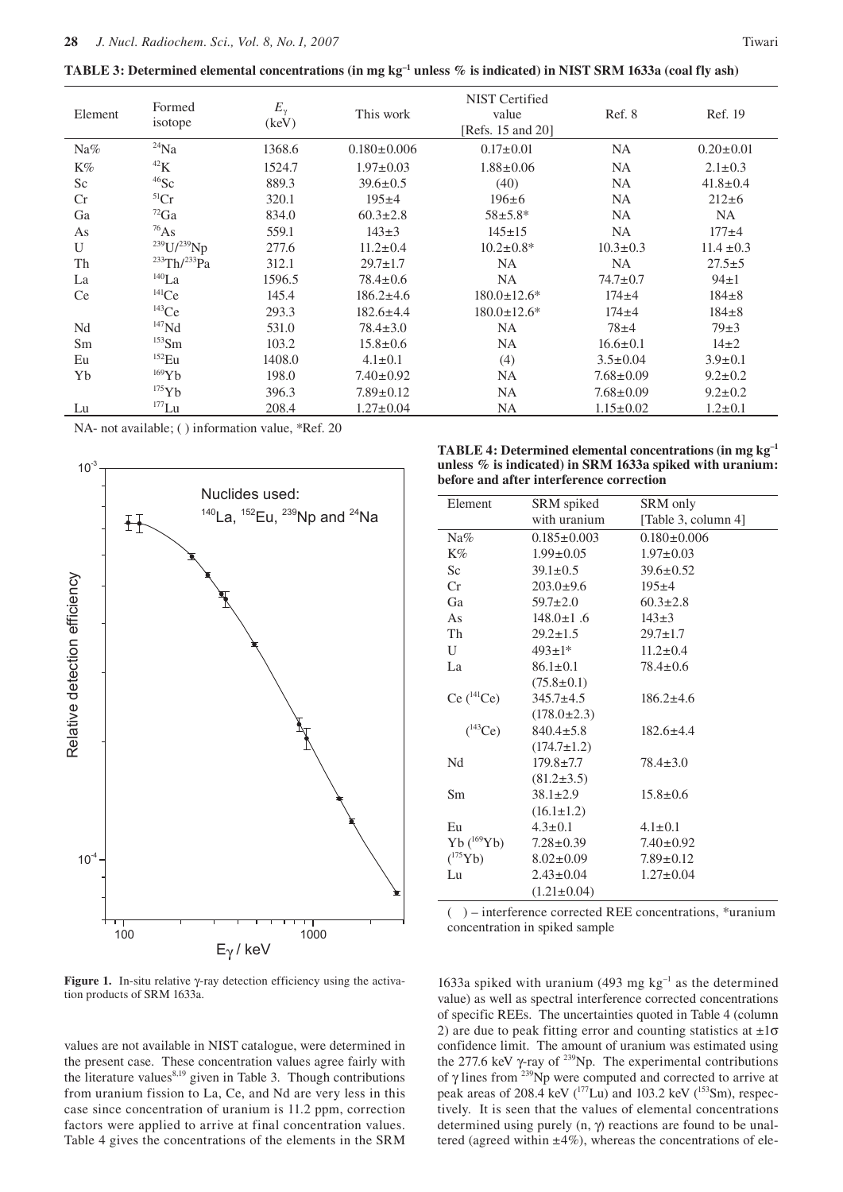**TABLE 3: Determined elemental concentrations (in mg kg$^{-1}$ unless % is indicated) in NIST SRM 1633a (coal fly ash)**

| Element | Formed isotope | $E_\gamma$ (keV) | This work | NIST Certified value [Refs. 15 and 20] | Ref. 8 | Ref. 19 |
|---|---|---|---|---|---|---|
| Na% | $^{24}$Na | 1368.6 | 0.180±0.006 | 0.17±0.01 | NA | 0.20±0.01 |
| K% | $^{42}$K | 1524.7 | 1.97±0.03 | 1.88±0.06 | NA | 2.1±0.3 |
| Sc | $^{46}$Sc | 889.3 | 39.6±0.5 | (40) | NA | 41.8±0.4 |
| Cr | $^{51}$Cr | 320.1 | 195±4 | 196±6 | NA | 212±6 |
| Ga | $^{72}$Ga | 834.0 | 60.3±2.8 | 58±5.8* | NA | NA |
| As | $^{76}$As | 559.1 | 143±3 | 145±15 | NA | 177±4 |
| U | $^{239}$U/$^{239}$Np | 277.6 | 11.2±0.4 | 10.2±0.8* | 10.3±0.3 | 11.4 ±0.3 |
| Th | $^{233}$Th/$^{233}$Pa | 312.1 | 29.7±1.7 | NA | NA | 27.5±5 |
| La | $^{140}$La | 1596.5 | 78.4±0.6 | NA | 74.7±0.7 | 94±1 |
| Ce | $^{141}$Ce | 145.4 | 186.2±4.6 | 180.0±12.6* | 174±4 | 184±8 |
| | $^{143}$Ce | 293.3 | 182.6±4.4 | 180.0±12.6* | 174±4 | 184±8 |
| Nd | $^{147}$Nd | 531.0 | 78.4±3.0 | NA | 78±4 | 79±3 |
| Sm | $^{153}$Sm | 103.2 | 15.8±0.6 | NA | 16.6±0.1 | 14±2 |
| Eu | $^{152}$Eu | 1408.0 | 4.1±0.1 | (4) | 3.5±0.04 | 3.9±0.1 |
| Yb | $^{169}$Yb | 198.0 | 7.40±0.92 | NA | 7.68±0.09 | 9.2±0.2 |
| | $^{175}$Yb | 396.3 | 7.89±0.12 | NA | 7.68±0.09 | 9.2±0.2 |
| Lu | $^{177}$Lu | 208.4 | 1.27±0.04 | NA | 1.15±0.02 | 1.2±0.1 |

NA- not available; ( ) information value, *Ref. 20

**Figure 1.** In-situ relative γ-ray detection efficiency using the activation products of SRM 1633a.

values are not available in NIST catalogue, were determined in the present case. These concentration values agree fairly with the literature values[8,19] given in Table 3. Though contributions from uranium fission to La, Ce, and Nd are very less in this case since concentration of uranium is 11.2 ppm, correction factors were applied to arrive at final concentration values. Table 4 gives the concentrations of the elements in the SRM 1633a spiked with uranium (493 mg kg$^{-1}$ as the determined value) as well as spectral interference corrected concentrations of specific REEs. The uncertainties quoted in Table 4 (column 2) are due to peak fitting error and counting statistics at ±1σ confidence limit. The amount of uranium was estimated using the 277.6 keV γ-ray of $^{239}$Np. The experimental contributions of γ lines from $^{239}$Np were computed and corrected to arrive at peak areas of 208.4 keV ($^{177}$Lu) and 103.2 keV ($^{153}$Sm), respectively. It is seen that the values of elemental concentrations determined using purely (n, γ) reactions are found to be unaltered (agreed within ±4%), whereas the concentrations of ele-

**TABLE 4: Determined elemental concentrations (in mg kg$^{-1}$ unless % is indicated) in SRM 1633a spiked with uranium: before and after interference correction**

| Element | SRM spiked with uranium | SRM only [Table 3, column 4] |
|---|---|---|
| Na% | 0.185±0.003 | 0.180±0.006 |
| K% | 1.99±0.05 | 1.97±0.03 |
| Sc | 39.1±0.5 | 39.6±0.52 |
| Cr | 203.0±9.6 | 195±4 |
| Ga | 59.7±2.0 | 60.3±2.8 |
| As | 148.0±1 .6 | 143±3 |
| Th | 29.2±1.5 | 29.7±1.7 |
| U | 493±1* | 11.2±0.4 |
| La | 86.1±0.1 (75.8±0.1) | 78.4±0.6 |
| Ce ($^{141}$Ce) | 345.7±4.5 (178.0±2.3) | 186.2±4.6 |
| ($^{143}$Ce) | 840.4±5.8 (174.7±1.2) | 182.6±4.4 |
| Nd | 179.8±7.7 (81.2±3.5) | 78.4±3.0 |
| Sm | 38.1±2.9 (16.1±1.2) | 15.8±0.6 |
| Eu | 4.3±0.1 | 4.1±0.1 |
| Yb ($^{169}$Yb) | 7.28±0.39 | 7.40±0.92 |
| ($^{175}$Yb) | 8.02±0.09 | 7.89±0.12 |
| Lu | 2.43±0.04 (1.21±0.04) | 1.27±0.04 |

( ) – interference corrected REE concentrations, *uranium concentration in spiked sample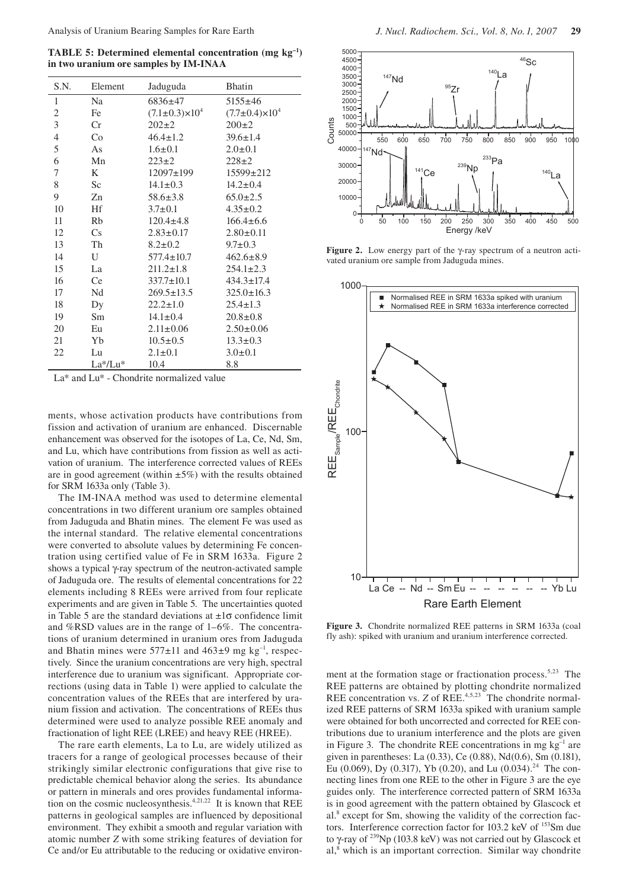**TABLE 5: Determined elemental concentration (mg kg$^{-1}$) in two uranium ore samples by IM-INAA**

| S.N. | Element | Jaduguda | Bhatin |
|---|---|---|---|
| 1 | Na | 6836±47 | 5155±46 |
| 2 | Fe | $(7.1\pm0.3)\times10^4$ | $(7.7\pm0.4)\times10^4$ |
| 3 | Cr | 202±2 | 200±2 |
| 4 | Co | 46.4±1.2 | 39.6±1.4 |
| 5 | As | 1.6±0.1 | 2.0±0.1 |
| 6 | Mn | 223±2 | 228±2 |
| 7 | K | 12097±199 | 15599±212 |
| 8 | Sc | 14.1±0.3 | 14.2±0.4 |
| 9 | Zn | 58.6±3.8 | 65.0±2.5 |
| 10 | Hf | 3.7±0.1 | 4.35±0.2 |
| 11 | Rb | 120.4±4.8 | 166.4±6.6 |
| 12 | Cs | 2.83±0.17 | 2.80±0.11 |
| 13 | Th | 8.2±0.2 | 9.7±0.3 |
| 14 | U | 577.4±10.7 | 462.6±8.9 |
| 15 | La | 211.2±1.8 | 254.1±2.3 |
| 16 | Ce | 337.7±10.1 | 434.3±17.4 |
| 17 | Nd | 269.5±13.5 | 325.0±16.3 |
| 18 | Dy | 22.2±1.0 | 25.4±1.3 |
| 19 | Sm | 14.1±0.4 | 20.8±0.8 |
| 20 | Eu | 2.11±0.06 | 2.50±0.06 |
| 21 | Yb | 10.5±0.5 | 13.3±0.3 |
| 22 | Lu | 2.1±0.1 | 3.0±0.1 |
| | La*/Lu* | 10.4 | 8.8 |

La* and Lu* - Chondrite normalized value

ments, whose activation products have contributions from fission and activation of uranium are enhanced. Discernable enhancement was observed for the isotopes of La, Ce, Nd, Sm, and Lu, which have contributions from fission as well as activation of uranium. The interference corrected values of REEs are in good agreement (within ±5%) with the results obtained for SRM 1633a only (Table 3).

The IM-INAA method was used to determine elemental concentrations in two different uranium ore samples obtained from Jaduguda and Bhatin mines. The element Fe was used as the internal standard. The relative elemental concentrations were converted to absolute values by determining Fe concentration using certified value of Fe in SRM 1633a. Figure 2 shows a typical γ-ray spectrum of the neutron-activated sample of Jaduguda ore. The results of elemental concentrations for 22 elements including 8 REEs were arrived from four replicate experiments and are given in Table 5. The uncertainties quoted in Table 5 are the standard deviations at ±1σ confidence limit and %RSD values are in the range of 1–6%. The concentrations of uranium determined in uranium ores from Jaduguda and Bhatin mines were 577±11 and 463±9 mg kg$^{-1}$, respectively. Since the uranium concentrations are very high, spectral interference due to uranium was significant. Appropriate corrections (using data in Table 1) were applied to calculate the concentration values of the REEs that are interfered by uranium fission and activation. The concentrations of REEs thus determined were used to analyze possible REE anomaly and fractionation of light REE (LREE) and heavy REE (HREE).

The rare earth elements, La to Lu, are widely utilized as tracers for a range of geological processes because of their strikingly similar electronic configurations that give rise to predictable chemical behavior along the series. Its abundance or pattern in minerals and ores provides fundamental information on the cosmic nucleosynthesis.[4,21,22] It is known that REE patterns in geological samples are influenced by depositional environment. They exhibit a smooth and regular variation with atomic number *Z* with some striking features of deviation for Ce and/or Eu attributable to the reducing or oxidative environment at the formation stage or fractionation process.[5,23] The REE patterns are obtained by plotting chondrite normalized REE concentration vs. *Z* of REE.[4,5,23] The chondrite normalized REE patterns of SRM 1633a spiked with uranium sample were obtained for both uncorrected and corrected for REE contributions due to uranium interference and the plots are given in Figure 3. The chondrite REE concentrations in mg kg$^{-1}$ are given in parentheses: La (0.33), Ce (0.88), Nd(0.6), Sm (0.181), Eu (0.069), Dy (0.317), Yb (0.20), and Lu (0.034).[24] The connecting lines from one REE to the other in Figure 3 are the eye guides only. The interference corrected pattern of SRM 1633a is in good agreement with the pattern obtained by Glascock et al.[8] except for Sm, showing the validity of the correction factors. Interference correction factor for 103.2 keV of $^{153}$Sm due to γ-ray of $^{239}$Np (103.8 keV) was not carried out by Glascock et al,[8] which is an important correction. Similar way chondrite

**Figure 2.** Low energy part of the γ-ray spectrum of a neutron activated uranium ore sample from Jaduguda mines.

**Figure 3.** Chondrite normalized REE patterns in SRM 1633a (coal fly ash): spiked with uranium and uranium interference corrected.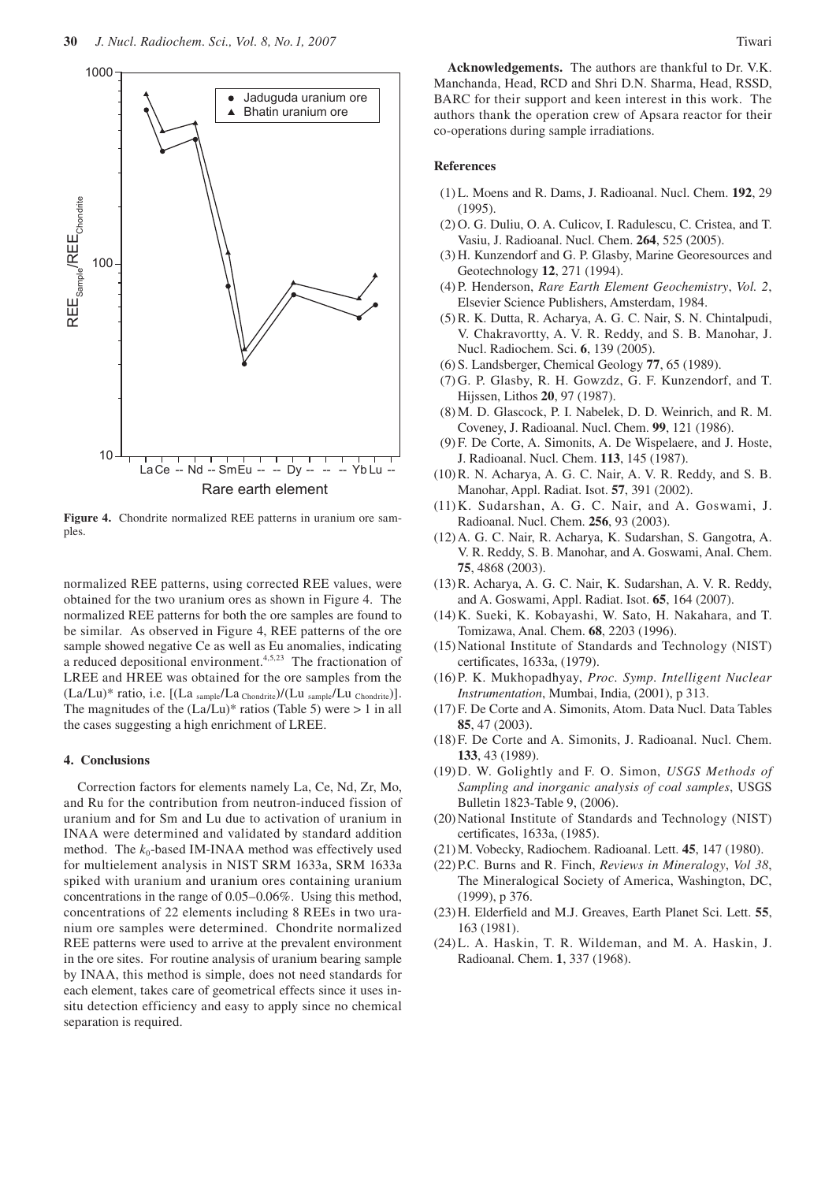1000

● Jaduguda uranium ore

▲ Bhatin uranium ore

100

10

$REE_{Sample}/REE_{Chondrite}$

La Ce -- Nd -- Sm Eu -- -- Dy -- -- -- Yb Lu --

Rare earth element

**Figure 4.** Chondrite normalized REE patterns in uranium ore samples.

normalized REE patterns, using corrected REE values, were obtained for the two uranium ores as shown in Figure 4. The normalized REE patterns for both the ore samples are found to be similar. As observed in Figure 4, REE patterns of the ore sample showed negative Ce as well as Eu anomalies, indicating a reduced depositional environment.[4,5,23] The fractionation of LREE and HREE was obtained for the ore samples from the (La/Lu)* ratio, i.e. $[(La_{sample}/La_{Chondrite})/(Lu_{sample}/Lu_{Chondrite})]$. The magnitudes of the (La/Lu)* ratios (Table 5) were > 1 in all the cases suggesting a high enrichment of LREE.

## 4. Conclusions

Correction factors for elements namely La, Ce, Nd, Zr, Mo, and Ru for the contribution from neutron-induced fission of uranium and for Sm and Lu due to activation of uranium in INAA were determined and validated by standard addition method. The $k_0$-based IM-INAA method was effectively used for multielement analysis in NIST SRM 1633a, SRM 1633a spiked with uranium and uranium ores containing uranium concentrations in the range of 0.05–0.06%. Using this method, concentrations of 22 elements including 8 REEs in two uranium ore samples were determined. Chondrite normalized REE patterns were used to arrive at the prevalent environment in the ore sites. For routine analysis of uranium bearing sample by INAA, this method is simple, does not need standards for each element, takes care of geometrical effects since it uses in-situ detection efficiency and easy to apply since no chemical separation is required.

**Acknowledgements.** The authors are thankful to Dr. V.K. Manchanda, Head, RCD and Shri D.N. Sharma, Head, RSSD, BARC for their support and keen interest in this work. The authors thank the operation crew of Apsara reactor for their co-operations during sample irradiations.

## References

(1) L. Moens and R. Dams, J. Radioanal. Nucl. Chem. **192**, 29 (1995).

(2) O. G. Duliu, O. A. Culicov, I. Radulescu, C. Cristea, and T. Vasiu, J. Radioanal. Nucl. Chem. **264**, 525 (2005).

(3) H. Kunzendorf and G. P. Glasby, Marine Georesources and Geotechnology **12**, 271 (1994).

(4) P. Henderson, *Rare Earth Element Geochemistry*, *Vol. 2*, Elsevier Science Publishers, Amsterdam, 1984.

(5) R. K. Dutta, R. Acharya, A. G. C. Nair, S. N. Chintalpudi, V. Chakravortty, A. V. R. Reddy, and S. B. Manohar, J. Nucl. Radiochem. Sci. **6**, 139 (2005).

(6) S. Landsberger, Chemical Geology **77**, 65 (1989).

(7) G. P. Glasby, R. H. Gowzdz, G. F. Kunzendorf, and T. Hijssen, Lithos **20**, 97 (1987).

(8) M. D. Glascock, P. I. Nabelek, D. D. Weinrich, and R. M. Coveney, J. Radioanal. Nucl. Chem. **99**, 121 (1986).

(9) F. De Corte, A. Simonits, A. De Wispelaere, and J. Hoste, J. Radioanal. Nucl. Chem. **113**, 145 (1987).

(10) R. N. Acharya, A. G. C. Nair, A. V. R. Reddy, and S. B. Manohar, Appl. Radiat. Isot. **57**, 391 (2002).

(11) K. Sudarshan, A. G. C. Nair, and A. Goswami, J. Radioanal. Nucl. Chem. **256**, 93 (2003).

(12) A. G. C. Nair, R. Acharya, K. Sudarshan, S. Gangotra, A. V. R. Reddy, S. B. Manohar, and A. Goswami, Anal. Chem. **75**, 4868 (2003).

(13) R. Acharya, A. G. C. Nair, K. Sudarshan, A. V. R. Reddy, and A. Goswami, Appl. Radiat. Isot. **65**, 164 (2007).

(14) K. Sueki, K. Kobayashi, W. Sato, H. Nakahara, and T. Tomizawa, Anal. Chem. **68**, 2203 (1996).

(15) National Institute of Standards and Technology (NIST) certificates, 1633a, (1979).

(16) P. K. Mukhopadhyay, *Proc. Symp. Intelligent Nuclear Instrumentation*, Mumbai, India, (2001), p 313.

(17) F. De Corte and A. Simonits, Atom. Data Nucl. Data Tables **85**, 47 (2003).

(18) F. De Corte and A. Simonits, J. Radioanal. Nucl. Chem. **133**, 43 (1989).

(19) D. W. Golightly and F. O. Simon, *USGS Methods of Sampling and inorganic analysis of coal samples*, USGS Bulletin 1823-Table 9, (2006).

(20) National Institute of Standards and Technology (NIST) certificates, 1633a, (1985).

(21) M. Vobecky, Radiochem. Radioanal. Lett. **45**, 147 (1980).

(22) P.C. Burns and R. Finch, *Reviews in Mineralogy*, *Vol 38*, The Mineralogical Society of America, Washington, DC, (1999), p 376.

(23) H. Elderfield and M.J. Greaves, Earth Planet Sci. Lett. **55**, 163 (1981).

(24) L. A. Haskin, T. R. Wildeman, and M. A. Haskin, J. Radioanal. Chem. **1**, 337 (1968).